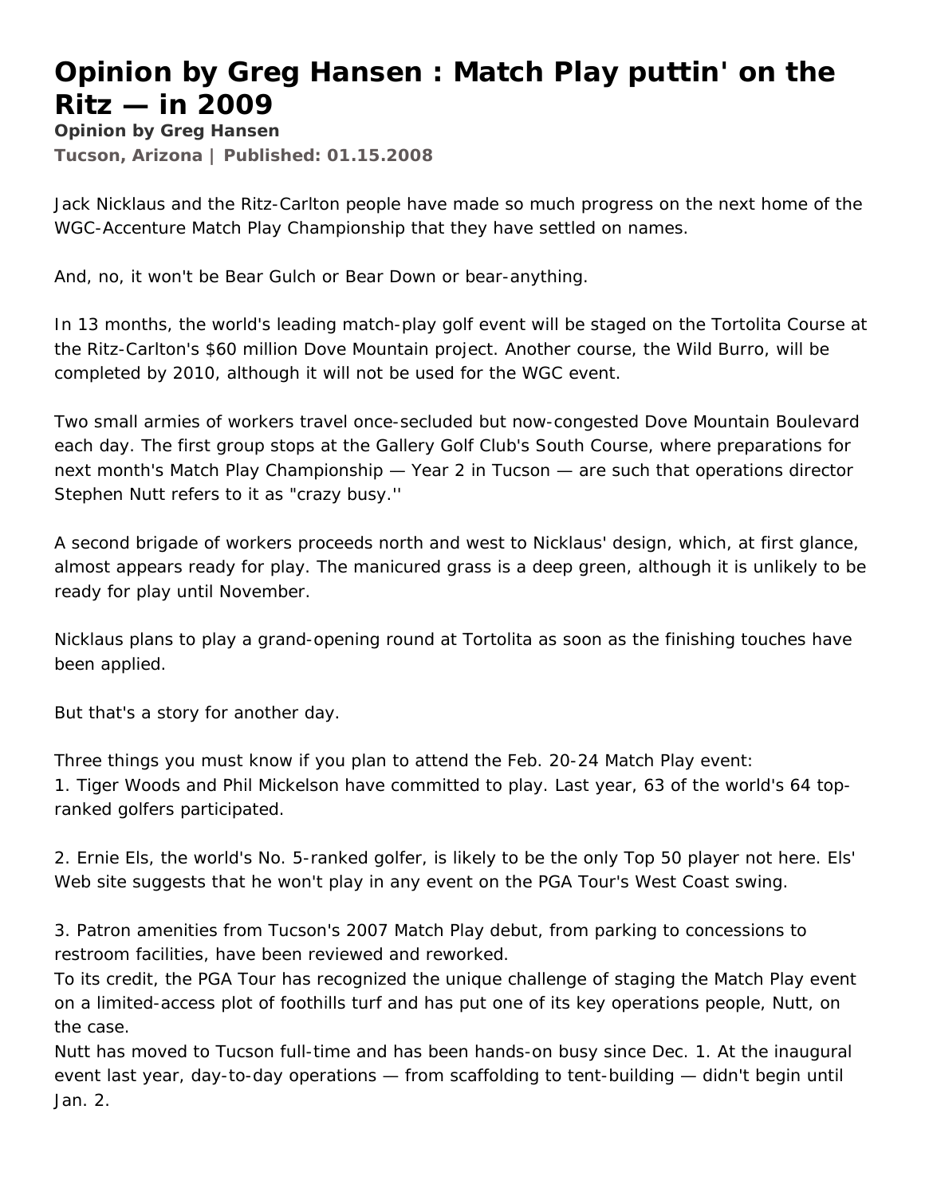# Opinion by Greg Hansen : Match Play puttin' on the Ritz — in 2009

**Opinion by Greg Hansen**

**Tucson, Arizona | Published: 01.15.2008**

Jack Nicklaus and the Ritz-Carlton people have made so much progress on the next home of the WGC-Accenture Match Play Championship that they have settled on names.

And, no, it won't be Bear Gulch or Bear Down or bear-anything.

In 13 months, the world's leading match-play golf event will be staged on the Tortolita Course at the Ritz-Carlton's $60 million Dove Mountain project. Another course, the Wild Burro, will be completed by 2010, although it will not be used for the WGC event.

Two small armies of workers travel once-secluded but now-congested Dove Mountain Boulevard each day. The first group stops at the Gallery Golf Club's South Course, where preparations for next month's Match Play Championship — Year 2 in Tucson — are such that operations director Stephen Nutt refers to it as "crazy busy.''

A second brigade of workers proceeds north and west to Nicklaus' design, which, at first glance, almost appears ready for play. The manicured grass is a deep green, although it is unlikely to be ready for play until November.

Nicklaus plans to play a grand-opening round at Tortolita as soon as the finishing touches have been applied.

But that's a story for another day.

Three things you must know if you plan to attend the Feb. 20-24 Match Play event:

1. Tiger Woods and Phil Mickelson have committed to play. Last year, 63 of the world's 64 top-ranked golfers participated.

2. Ernie Els, the world's No. 5-ranked golfer, is likely to be the only Top 50 player not here. Els' Web site suggests that he won't play in any event on the PGA Tour's West Coast swing.

3. Patron amenities from Tucson's 2007 Match Play debut, from parking to concessions to restroom facilities, have been reviewed and reworked.

To its credit, the PGA Tour has recognized the unique challenge of staging the Match Play event on a limited-access plot of foothills turf and has put one of its key operations people, Nutt, on the case.

Nutt has moved to Tucson full-time and has been hands-on busy since Dec. 1. At the inaugural event last year, day-to-day operations — from scaffolding to tent-building — didn't begin until Jan. 2.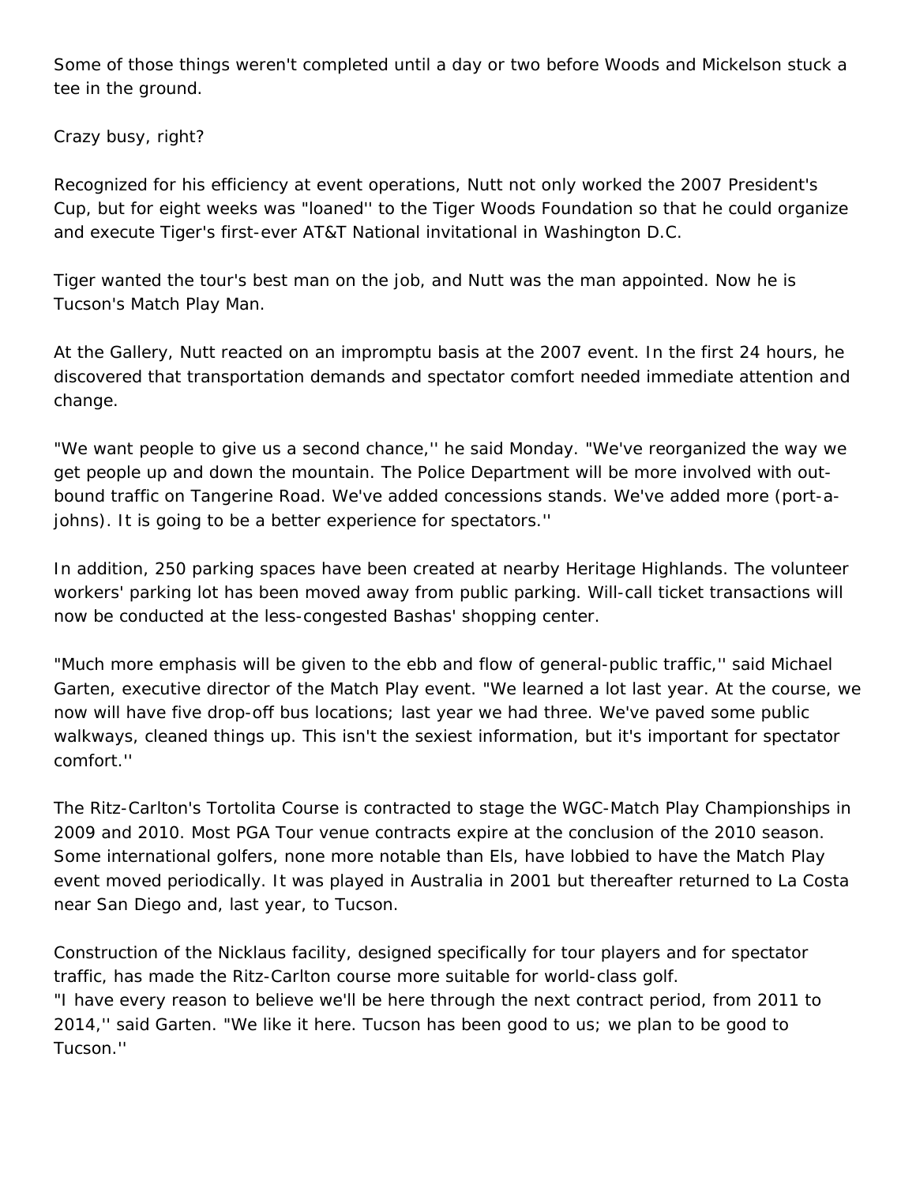Some of those things weren't completed until a day or two before Woods and Mickelson stuck a tee in the ground.

Crazy busy, right?

Recognized for his efficiency at event operations, Nutt not only worked the 2007 President's Cup, but for eight weeks was "loaned'' to the Tiger Woods Foundation so that he could organize and execute Tiger's first-ever AT&T National invitational in Washington D.C.

Tiger wanted the tour's best man on the job, and Nutt was the man appointed. Now he is Tucson's Match Play Man.

At the Gallery, Nutt reacted on an impromptu basis at the 2007 event. In the first 24 hours, he discovered that transportation demands and spectator comfort needed immediate attention and change.

"We want people to give us a second chance,'' he said Monday. "We've reorganized the way we get people up and down the mountain. The Police Department will be more involved with out-bound traffic on Tangerine Road. We've added concessions stands. We've added more (port-a-johns). It is going to be a better experience for spectators.''

In addition, 250 parking spaces have been created at nearby Heritage Highlands. The volunteer workers' parking lot has been moved away from public parking. Will-call ticket transactions will now be conducted at the less-congested Bashas' shopping center.

"Much more emphasis will be given to the ebb and flow of general-public traffic,'' said Michael Garten, executive director of the Match Play event. "We learned a lot last year. At the course, we now will have five drop-off bus locations; last year we had three. We've paved some public walkways, cleaned things up. This isn't the sexiest information, but it's important for spectator comfort.''

The Ritz-Carlton's Tortolita Course is contracted to stage the WGC-Match Play Championships in 2009 and 2010. Most PGA Tour venue contracts expire at the conclusion of the 2010 season. Some international golfers, none more notable than Els, have lobbied to have the Match Play event moved periodically. It was played in Australia in 2001 but thereafter returned to La Costa near San Diego and, last year, to Tucson.

Construction of the Nicklaus facility, designed specifically for tour players and for spectator traffic, has made the Ritz-Carlton course more suitable for world-class golf.

"I have every reason to believe we'll be here through the next contract period, from 2011 to 2014,'' said Garten. "We like it here. Tucson has been good to us; we plan to be good to Tucson.''